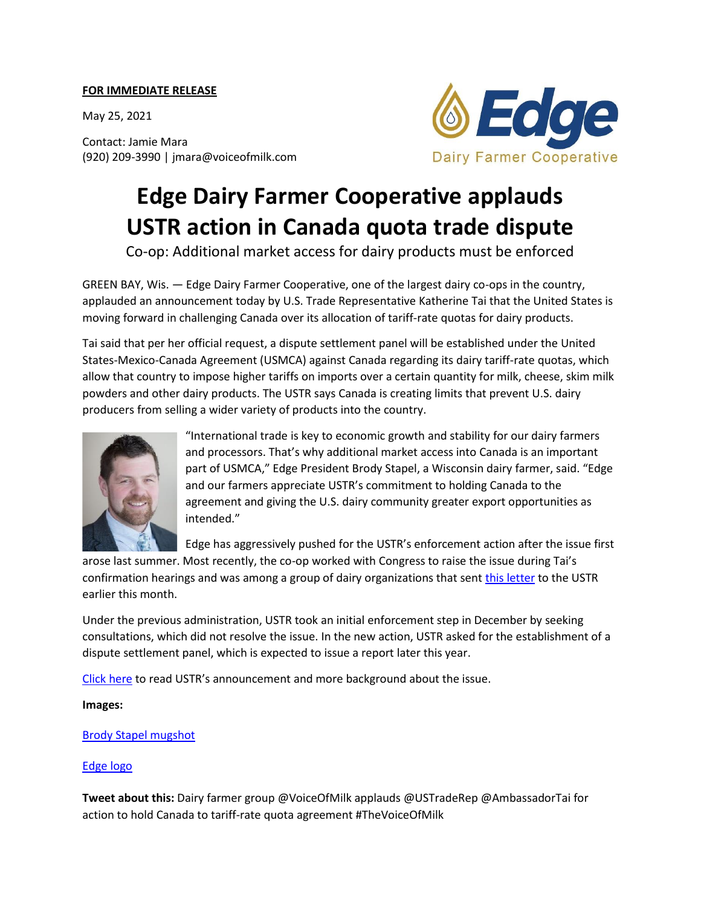**FOR IMMEDIATE RELEASE**

May 25, 2021

Contact: Jamie Mara
(920) 209-3990 | jmara@voiceofmilk.com

Edge Dairy Farmer Cooperative

# Edge Dairy Farmer Cooperative applauds USTR action in Canada quota trade dispute

Co-op: Additional market access for dairy products must be enforced

GREEN BAY, Wis. — Edge Dairy Farmer Cooperative, one of the largest dairy co-ops in the country, applauded an announcement today by U.S. Trade Representative Katherine Tai that the United States is moving forward in challenging Canada over its allocation of tariff-rate quotas for dairy products.

Tai said that per her official request, a dispute settlement panel will be established under the United States-Mexico-Canada Agreement (USMCA) against Canada regarding its dairy tariff-rate quotas, which allow that country to impose higher tariffs on imports over a certain quantity for milk, cheese, skim milk powders and other dairy products. The USTR says Canada is creating limits that prevent U.S. dairy producers from selling a wider variety of products into the country.

"International trade is key to economic growth and stability for our dairy farmers and processors. That's why additional market access into Canada is an important part of USMCA," Edge President Brody Stapel, a Wisconsin dairy farmer, said. "Edge and our farmers appreciate USTR's commitment to holding Canada to the agreement and giving the U.S. dairy community greater export opportunities as intended."

Edge has aggressively pushed for the USTR's enforcement action after the issue first arose last summer. Most recently, the co-op worked with Congress to raise the issue during Tai's confirmation hearings and was among a group of dairy organizations that sent this letter to the USTR earlier this month.

Under the previous administration, USTR took an initial enforcement step in December by seeking consultations, which did not resolve the issue. In the new action, USTR asked for the establishment of a dispute settlement panel, which is expected to issue a report later this year.

Click here to read USTR's announcement and more background about the issue.

**Images:**

Brody Stapel mugshot

Edge logo

**Tweet about this:** Dairy farmer group @VoiceOfMilk applauds @USTradeRep @AmbassadorTai for action to hold Canada to tariff-rate quota agreement #TheVoiceOfMilk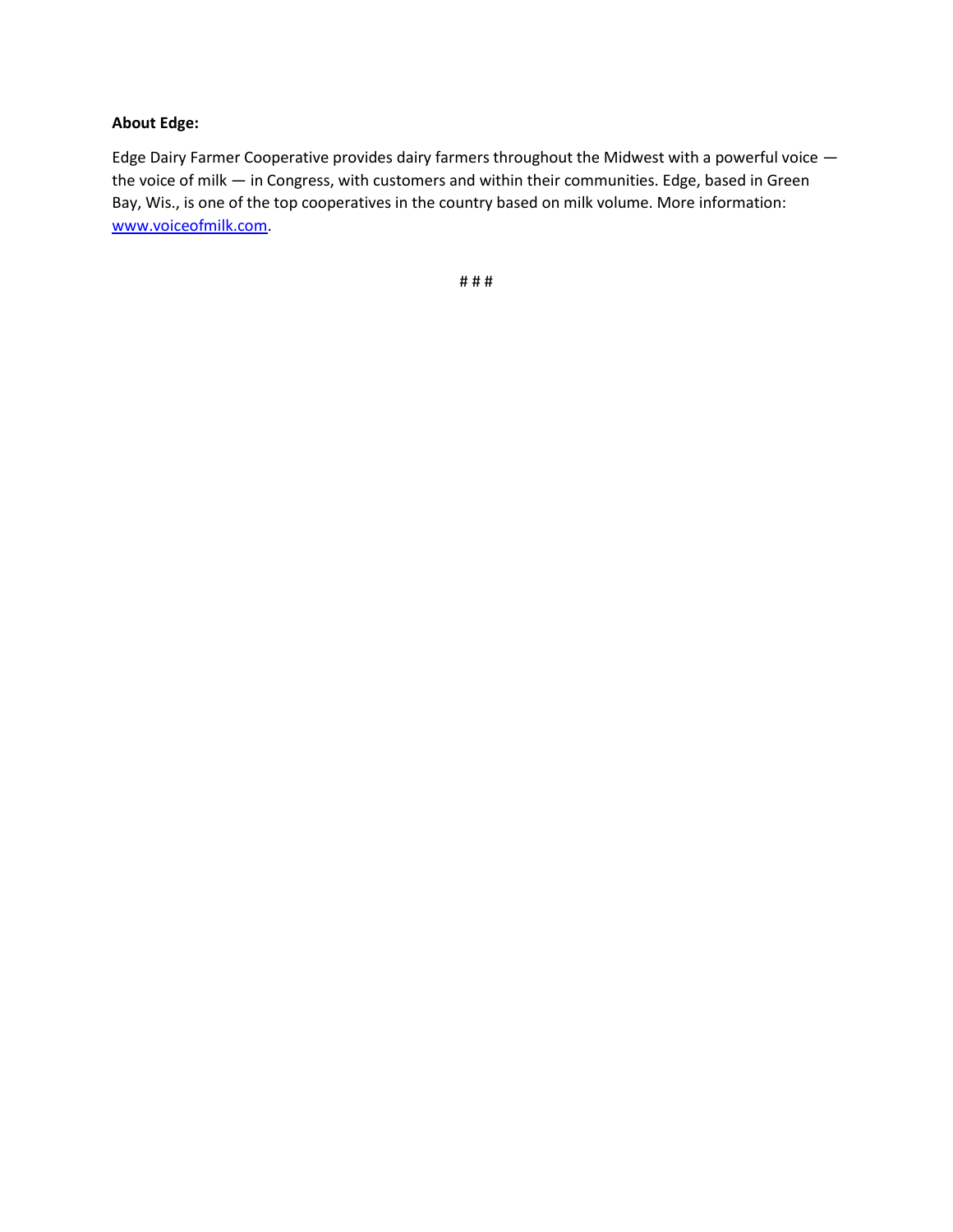**About Edge:**

Edge Dairy Farmer Cooperative provides dairy farmers throughout the Midwest with a powerful voice — the voice of milk — in Congress, with customers and within their communities. Edge, based in Green Bay, Wis., is one of the top cooperatives in the country based on milk volume. More information: [www.voiceofmilk.com](www.voiceofmilk.com).

# # #